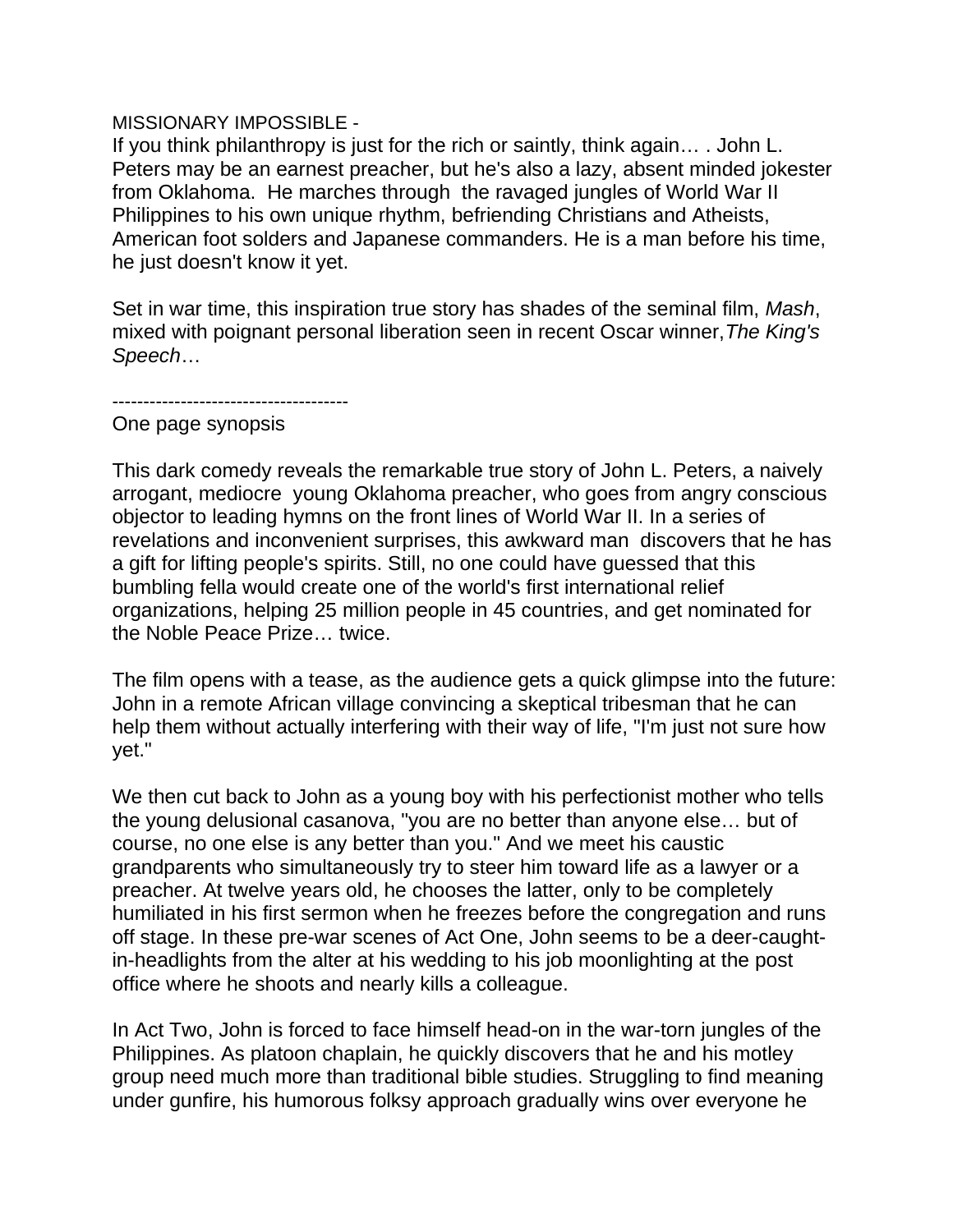MISSIONARY IMPOSSIBLE -

If you think philanthropy is just for the rich or saintly, think again… . John L. Peters may be an earnest preacher, but he's also a lazy, absent minded jokester from Oklahoma. He marches through the ravaged jungles of World War II Philippines to his own unique rhythm, befriending Christians and Atheists, American foot solders and Japanese commanders. He is a man before his time, he just doesn't know it yet.

Set in war time, this inspiration true story has shades of the seminal film, *Mash*, mixed with poignant personal liberation seen in recent Oscar winner,*The King's Speech*…

--------------------------------------

One page synopsis

This dark comedy reveals the remarkable true story of John L. Peters, a naively arrogant, mediocre young Oklahoma preacher, who goes from angry conscious objector to leading hymns on the front lines of World War II. In a series of revelations and inconvenient surprises, this awkward man discovers that he has a gift for lifting people's spirits. Still, no one could have guessed that this bumbling fella would create one of the world's first international relief organizations, helping 25 million people in 45 countries, and get nominated for the Noble Peace Prize… twice.

The film opens with a tease, as the audience gets a quick glimpse into the future: John in a remote African village convincing a skeptical tribesman that he can help them without actually interfering with their way of life, "I'm just not sure how yet."

We then cut back to John as a young boy with his perfectionist mother who tells the young delusional casanova, "you are no better than anyone else… but of course, no one else is any better than you." And we meet his caustic grandparents who simultaneously try to steer him toward life as a lawyer or a preacher. At twelve years old, he chooses the latter, only to be completely humiliated in his first sermon when he freezes before the congregation and runs off stage. In these pre-war scenes of Act One, John seems to be a deer-caught-in-headlights from the alter at his wedding to his job moonlighting at the post office where he shoots and nearly kills a colleague.

In Act Two, John is forced to face himself head-on in the war-torn jungles of the Philippines. As platoon chaplain, he quickly discovers that he and his motley group need much more than traditional bible studies. Struggling to find meaning under gunfire, his humorous folksy approach gradually wins over everyone he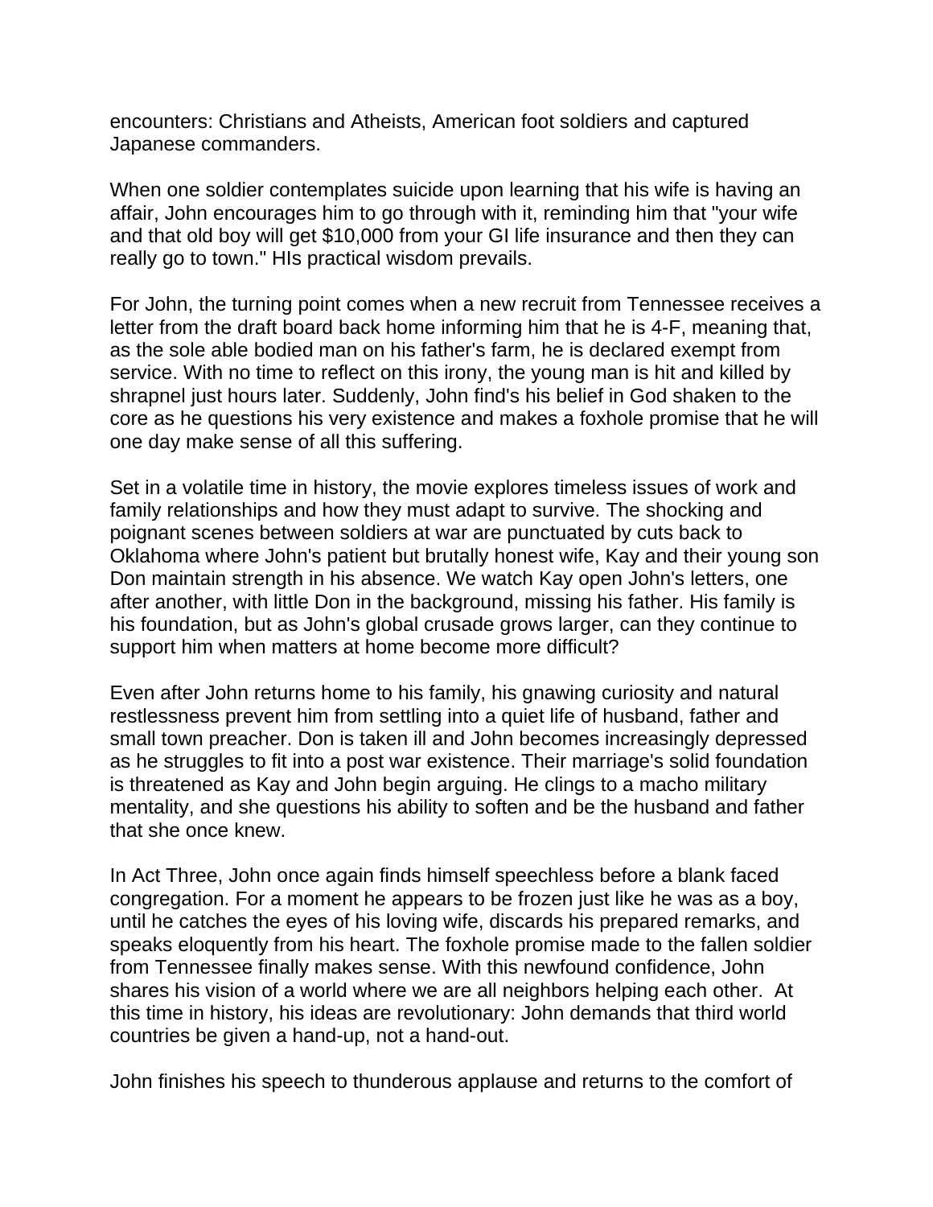encounters: Christians and Atheists, American foot soldiers and captured Japanese commanders.

When one soldier contemplates suicide upon learning that his wife is having an affair, John encourages him to go through with it, reminding him that "your wife and that old boy will get $10,000 from your GI life insurance and then they can really go to town." HIs practical wisdom prevails.

For John, the turning point comes when a new recruit from Tennessee receives a letter from the draft board back home informing him that he is 4-F, meaning that, as the sole able bodied man on his father's farm, he is declared exempt from service. With no time to reflect on this irony, the young man is hit and killed by shrapnel just hours later. Suddenly, John find's his belief in God shaken to the core as he questions his very existence and makes a foxhole promise that he will one day make sense of all this suffering.

Set in a volatile time in history, the movie explores timeless issues of work and family relationships and how they must adapt to survive. The shocking and poignant scenes between soldiers at war are punctuated by cuts back to Oklahoma where John's patient but brutally honest wife, Kay and their young son Don maintain strength in his absence. We watch Kay open John's letters, one after another, with little Don in the background, missing his father. His family is his foundation, but as John's global crusade grows larger, can they continue to support him when matters at home become more difficult?

Even after John returns home to his family, his gnawing curiosity and natural restlessness prevent him from settling into a quiet life of husband, father and small town preacher. Don is taken ill and John becomes increasingly depressed as he struggles to fit into a post war existence. Their marriage's solid foundation is threatened as Kay and John begin arguing. He clings to a macho military mentality, and she questions his ability to soften and be the husband and father that she once knew.

In Act Three, John once again finds himself speechless before a blank faced congregation. For a moment he appears to be frozen just like he was as a boy, until he catches the eyes of his loving wife, discards his prepared remarks, and speaks eloquently from his heart. The foxhole promise made to the fallen soldier from Tennessee finally makes sense. With this newfound confidence, John shares his vision of a world where we are all neighbors helping each other. At this time in history, his ideas are revolutionary: John demands that third world countries be given a hand-up, not a hand-out.

John finishes his speech to thunderous applause and returns to the comfort of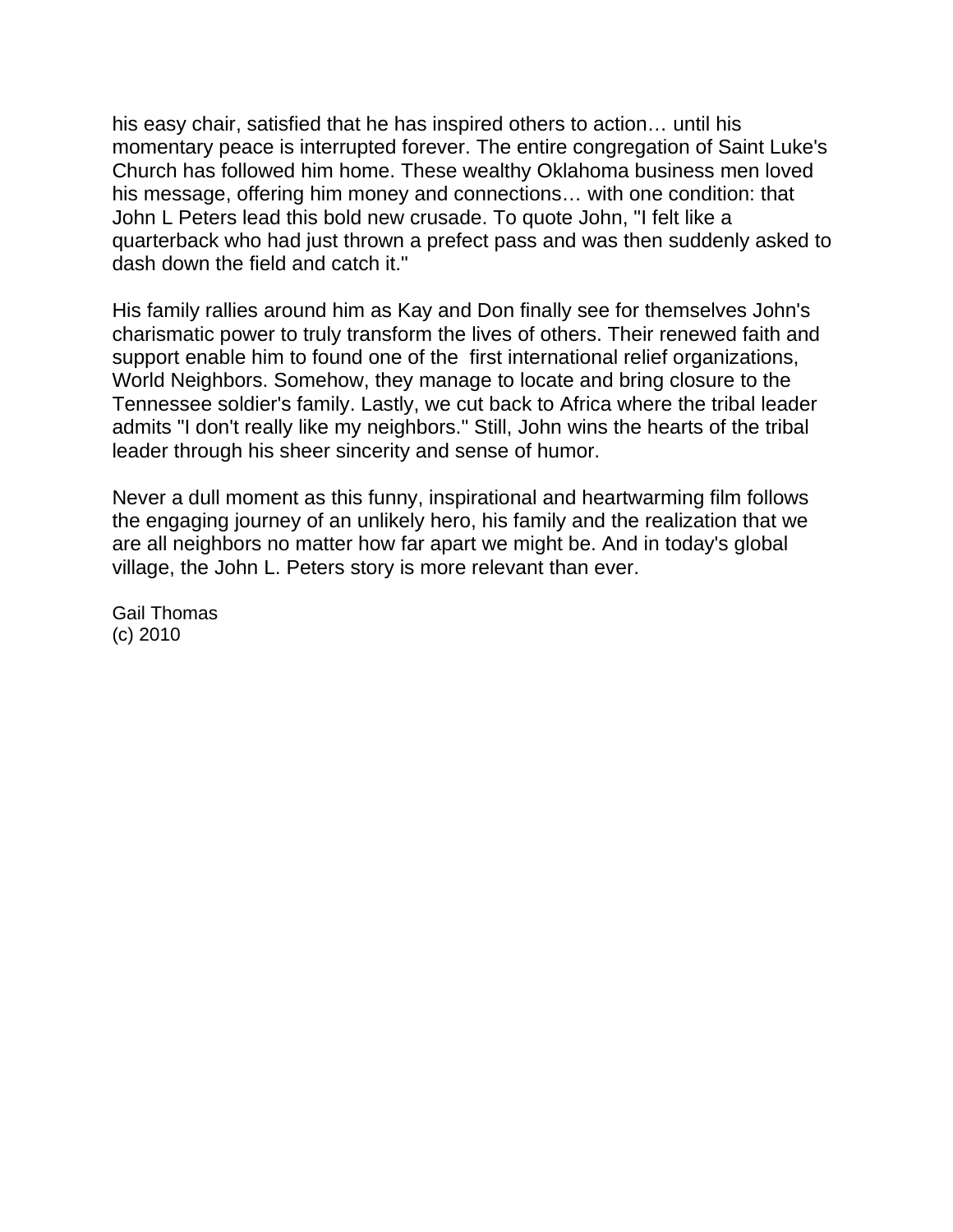his easy chair, satisfied that he has inspired others to action… until his momentary peace is interrupted forever. The entire congregation of Saint Luke's Church has followed him home. These wealthy Oklahoma business men loved his message, offering him money and connections… with one condition: that John L Peters lead this bold new crusade. To quote John, "I felt like a quarterback who had just thrown a prefect pass and was then suddenly asked to dash down the field and catch it."

His family rallies around him as Kay and Don finally see for themselves John's charismatic power to truly transform the lives of others. Their renewed faith and support enable him to found one of the  first international relief organizations, World Neighbors. Somehow, they manage to locate and bring closure to the Tennessee soldier's family. Lastly, we cut back to Africa where the tribal leader admits "I don't really like my neighbors." Still, John wins the hearts of the tribal leader through his sheer sincerity and sense of humor.

Never a dull moment as this funny, inspirational and heartwarming film follows the engaging journey of an unlikely hero, his family and the realization that we are all neighbors no matter how far apart we might be. And in today's global village, the John L. Peters story is more relevant than ever.

Gail Thomas
(c) 2010